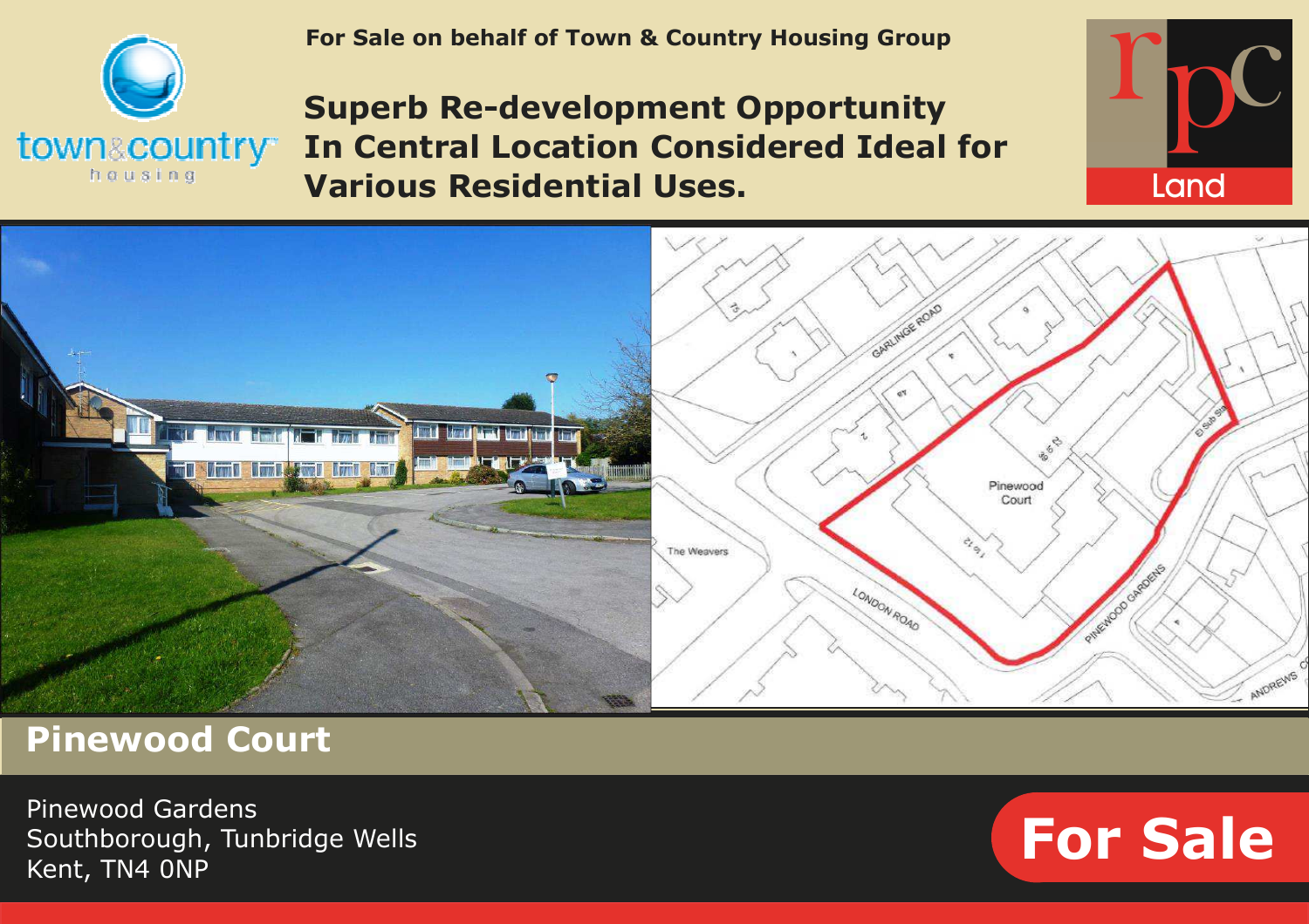For Sale on behalf of Town & Country Housing Group

# Superb Re-development Opportunity In Central Location Considered Ideal for Various Residential Uses.

## Pinewood Court

Pinewood Gardens
Southborough, Tunbridge Wells
Kent, TN4 0NP

**For Sale**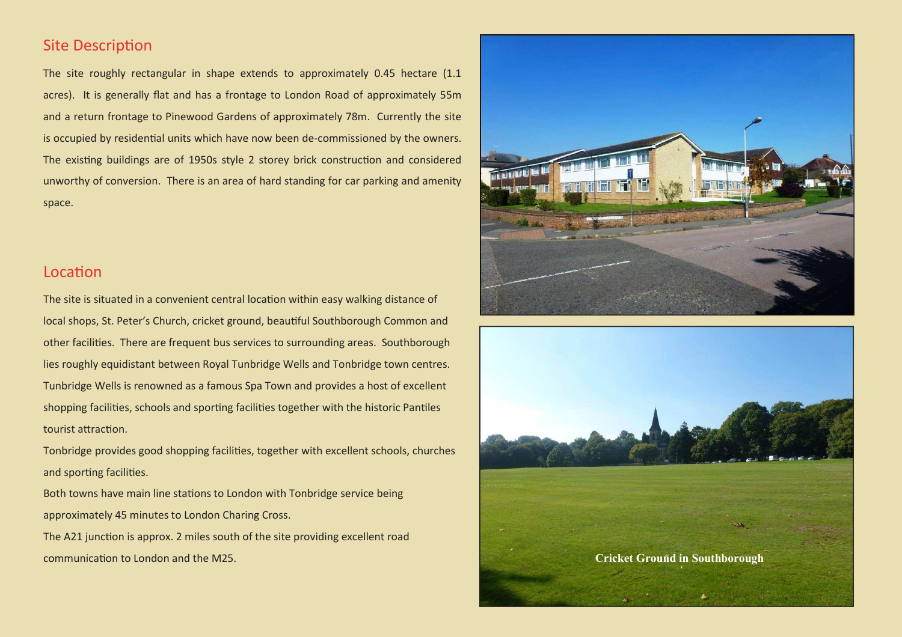## Site Description

The site roughly rectangular in shape extends to approximately 0.45 hectare (1.1 acres). It is generally flat and has a frontage to London Road of approximately 55m and a return frontage to Pinewood Gardens of approximately 78m. Currently the site is occupied by residential units which have now been de-commissioned by the owners. The existing buildings are of 1950s style 2 storey brick construction and considered unworthy of conversion. There is an area of hard standing for car parking and amenity space.

## Location

The site is situated in a convenient central location within easy walking distance of local shops, St. Peter's Church, cricket ground, beautiful Southborough Common and other facilities. There are frequent bus services to surrounding areas. Southborough lies roughly equidistant between Royal Tunbridge Wells and Tonbridge town centres. Tunbridge Wells is renowned as a famous Spa Town and provides a host of excellent shopping facilities, schools and sporting facilities together with the historic Pantiles tourist attraction.

Tonbridge provides good shopping facilities, together with excellent schools, churches and sporting facilities.

Both towns have main line stations to London with Tonbridge service being approximately 45 minutes to London Charing Cross.

The A21 junction is approx. 2 miles south of the site providing excellent road communication to London and the M25.

Cricket Ground in Southborough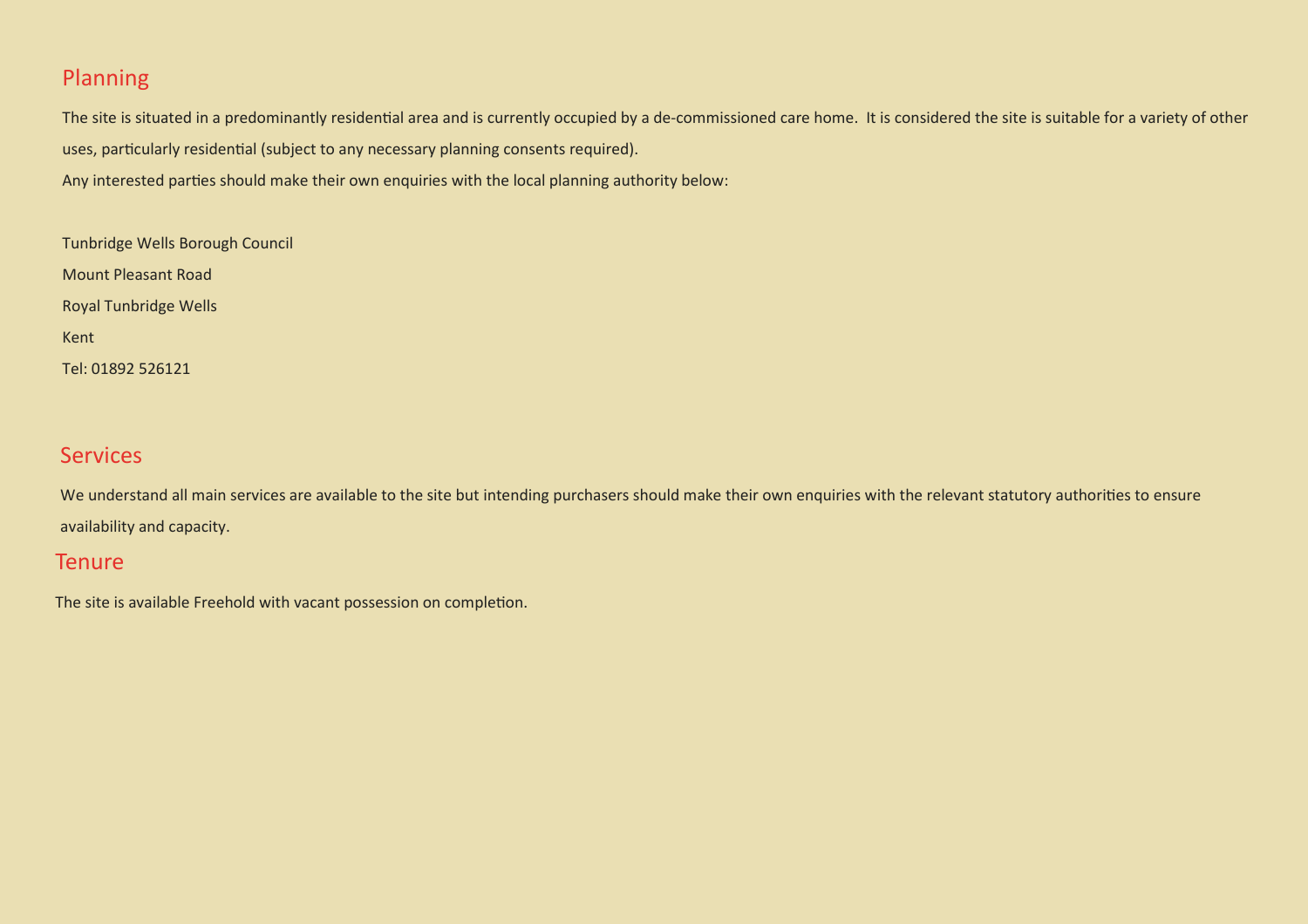## Planning

The site is situated in a predominantly residential area and is currently occupied by a de-commissioned care home. It is considered the site is suitable for a variety of other uses, particularly residential (subject to any necessary planning consents required).

Any interested parties should make their own enquiries with the local planning authority below:

Tunbridge Wells Borough Council
Mount Pleasant Road
Royal Tunbridge Wells
Kent
Tel: 01892 526121

## Services

We understand all main services are available to the site but intending purchasers should make their own enquiries with the relevant statutory authorities to ensure availability and capacity.

## Tenure

The site is available Freehold with vacant possession on completion.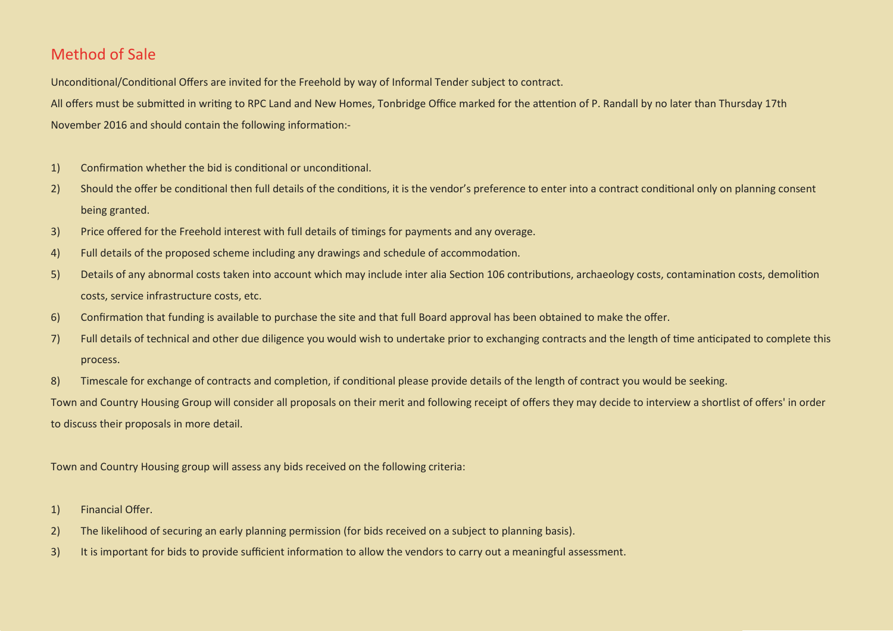# Method of Sale

Unconditional/Conditional Offers are invited for the Freehold by way of Informal Tender subject to contract.

All offers must be submitted in writing to RPC Land and New Homes, Tonbridge Office marked for the attention of P. Randall by no later than Thursday 17th November 2016 and should contain the following information:-

1) Confirmation whether the bid is conditional or unconditional.
2) Should the offer be conditional then full details of the conditions, it is the vendor's preference to enter into a contract conditional only on planning consent being granted.
3) Price offered for the Freehold interest with full details of timings for payments and any overage.
4) Full details of the proposed scheme including any drawings and schedule of accommodation.
5) Details of any abnormal costs taken into account which may include inter alia Section 106 contributions, archaeology costs, contamination costs, demolition costs, service infrastructure costs, etc.
6) Confirmation that funding is available to purchase the site and that full Board approval has been obtained to make the offer.
7) Full details of technical and other due diligence you would wish to undertake prior to exchanging contracts and the length of time anticipated to complete this process.
8) Timescale for exchange of contracts and completion, if conditional please provide details of the length of contract you would be seeking.

Town and Country Housing Group will consider all proposals on their merit and following receipt of offers they may decide to interview a shortlist of offers' in order to discuss their proposals in more detail.

Town and Country Housing group will assess any bids received on the following criteria:

1) Financial Offer.
2) The likelihood of securing an early planning permission (for bids received on a subject to planning basis).
3) It is important for bids to provide sufficient information to allow the vendors to carry out a meaningful assessment.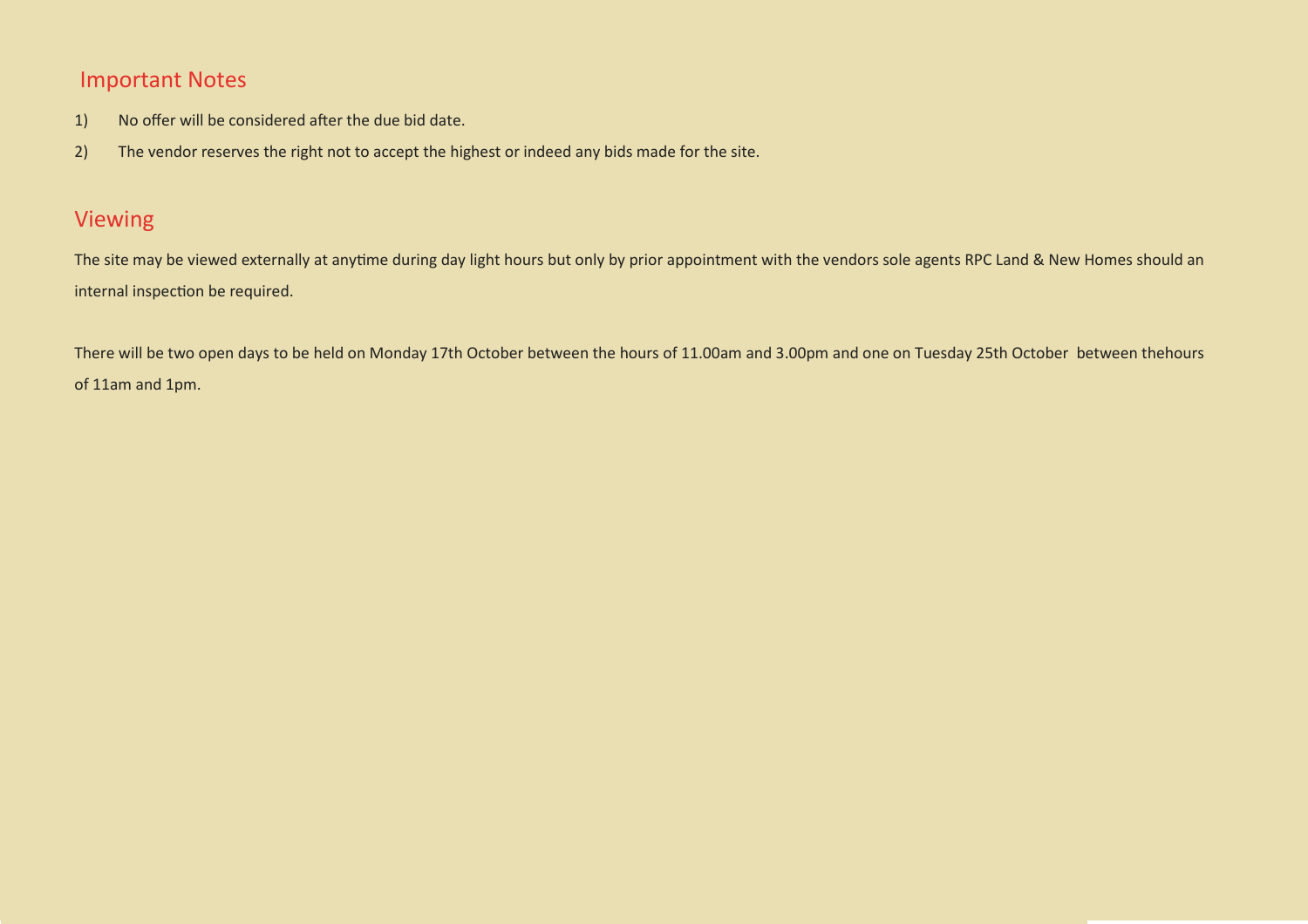## Important Notes

1) No offer will be considered after the due bid date.

2) The vendor reserves the right not to accept the highest or indeed any bids made for the site.

## Viewing

The site may be viewed externally at anytime during day light hours but only by prior appointment with the vendors sole agents RPC Land & New Homes should an internal inspection be required.

There will be two open days to be held on Monday 17th October between the hours of 11.00am and 3.00pm and one on Tuesday 25th October between thehours of 11am and 1pm.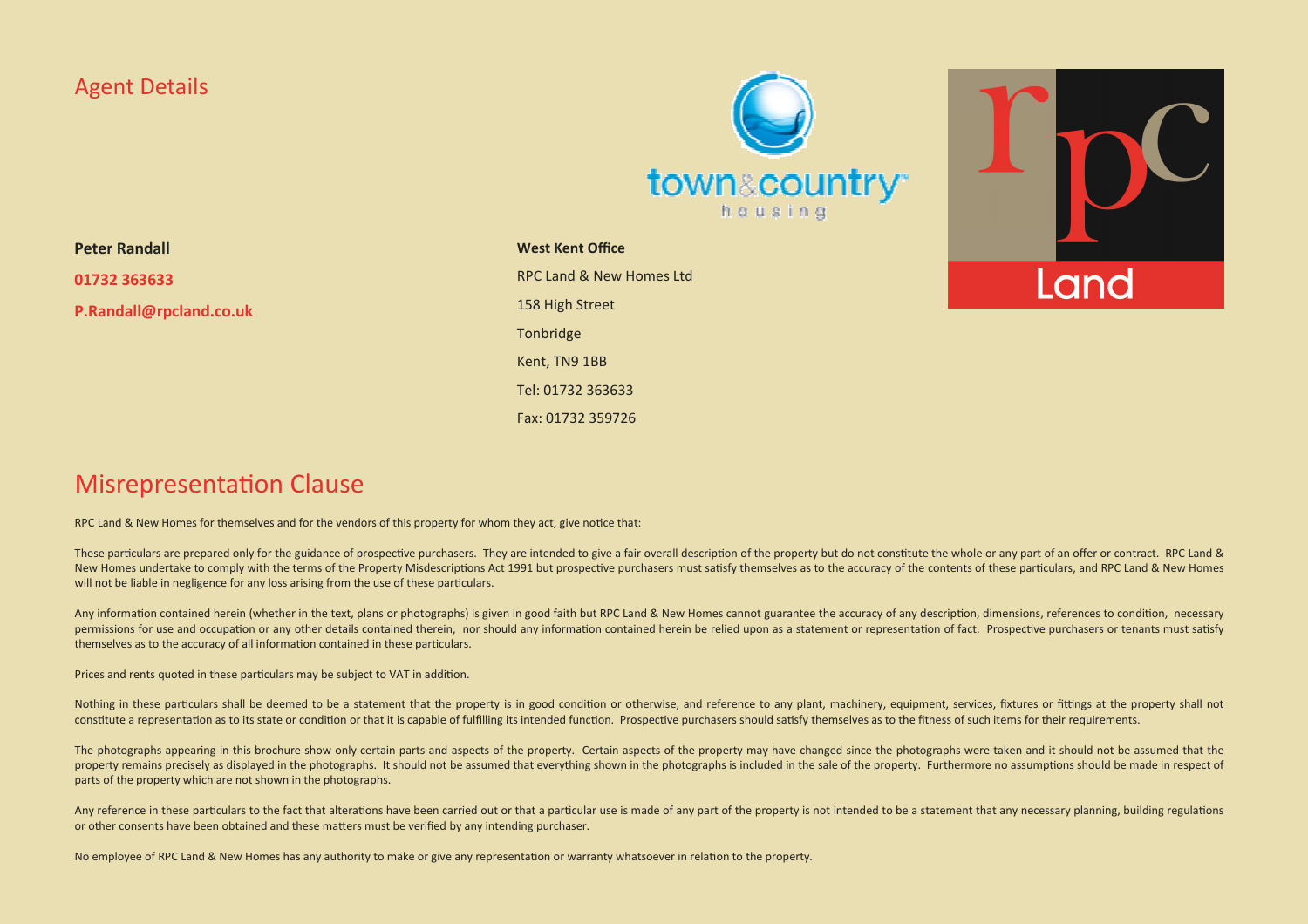## Agent Details

**Peter Randall**

**01732 363633**

**P.Randall@rpcland.co.uk**

**West Kent Office**

RPC Land & New Homes Ltd

158 High Street

Tonbridge

Kent, TN9 1BB

Tel: 01732 363633

Fax: 01732 359726

## Misrepresentation Clause

RPC Land & New Homes for themselves and for the vendors of this property for whom they act, give notice that:

These particulars are prepared only for the guidance of prospective purchasers. They are intended to give a fair overall description of the property but do not constitute the whole or any part of an offer or contract. RPC Land & New Homes undertake to comply with the terms of the Property Misdescriptions Act 1991 but prospective purchasers must satisfy themselves as to the accuracy of the contents of these particulars, and RPC Land & New Homes will not be liable in negligence for any loss arising from the use of these particulars.

Any information contained herein (whether in the text, plans or photographs) is given in good faith but RPC Land & New Homes cannot guarantee the accuracy of any description, dimensions, references to condition, necessary permissions for use and occupation or any other details contained therein, nor should any information contained herein be relied upon as a statement or representation of fact. Prospective purchasers or tenants must satisfy themselves as to the accuracy of all information contained in these particulars.

Prices and rents quoted in these particulars may be subject to VAT in addition.

Nothing in these particulars shall be deemed to be a statement that the property is in good condition or otherwise, and reference to any plant, machinery, equipment, services, fixtures or fittings at the property shall not constitute a representation as to its state or condition or that it is capable of fulfilling its intended function. Prospective purchasers should satisfy themselves as to the fitness of such items for their requirements.

The photographs appearing in this brochure show only certain parts and aspects of the property. Certain aspects of the property may have changed since the photographs were taken and it should not be assumed that the property remains precisely as displayed in the photographs. It should not be assumed that everything shown in the photographs is included in the sale of the property. Furthermore no assumptions should be made in respect of parts of the property which are not shown in the photographs.

Any reference in these particulars to the fact that alterations have been carried out or that a particular use is made of any part of the property is not intended to be a statement that any necessary planning, building regulations or other consents have been obtained and these matters must be verified by any intending purchaser.

No employee of RPC Land & New Homes has any authority to make or give any representation or warranty whatsoever in relation to the property.